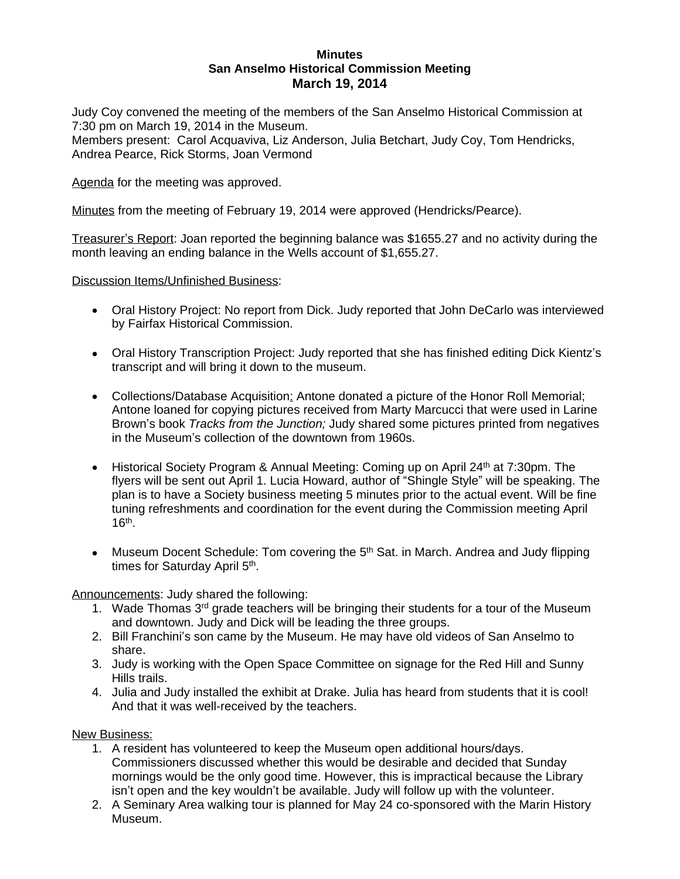**Minutes**
**San Anselmo Historical Commission Meeting**
**March 19, 2014**

Judy Coy convened the meeting of the members of the San Anselmo Historical Commission at 7:30 pm on March 19, 2014 in the Museum.
Members present: Carol Acquaviva, Liz Anderson, Julia Betchart, Judy Coy, Tom Hendricks, Andrea Pearce, Rick Storms, Joan Vermond

Agenda for the meeting was approved.

Minutes from the meeting of February 19, 2014 were approved (Hendricks/Pearce).

Treasurer's Report: Joan reported the beginning balance was $1655.27 and no activity during the month leaving an ending balance in the Wells account of $1,655.27.

Discussion Items/Unfinished Business:

- Oral History Project: No report from Dick. Judy reported that John DeCarlo was interviewed by Fairfax Historical Commission.
- Oral History Transcription Project: Judy reported that she has finished editing Dick Kientz's transcript and will bring it down to the museum.
- Collections/Database Acquisition: Antone donated a picture of the Honor Roll Memorial; Antone loaned for copying pictures received from Marty Marcucci that were used in Larine Brown's book *Tracks from the Junction;* Judy shared some pictures printed from negatives in the Museum's collection of the downtown from 1960s.
- Historical Society Program & Annual Meeting: Coming up on April 24th at 7:30pm. The flyers will be sent out April 1. Lucia Howard, author of "Shingle Style" will be speaking. The plan is to have a Society business meeting 5 minutes prior to the actual event. Will be fine tuning refreshments and coordination for the event during the Commission meeting April 16th.
- Museum Docent Schedule: Tom covering the 5th Sat. in March. Andrea and Judy flipping times for Saturday April 5th.

Announcements: Judy shared the following:

1. Wade Thomas 3rd grade teachers will be bringing their students for a tour of the Museum and downtown. Judy and Dick will be leading the three groups.
2. Bill Franchini's son came by the Museum. He may have old videos of San Anselmo to share.
3. Judy is working with the Open Space Committee on signage for the Red Hill and Sunny Hills trails.
4. Julia and Judy installed the exhibit at Drake. Julia has heard from students that it is cool! And that it was well-received by the teachers.

New Business:

1. A resident has volunteered to keep the Museum open additional hours/days. Commissioners discussed whether this would be desirable and decided that Sunday mornings would be the only good time. However, this is impractical because the Library isn't open and the key wouldn't be available. Judy will follow up with the volunteer.
2. A Seminary Area walking tour is planned for May 24 co-sponsored with the Marin History Museum.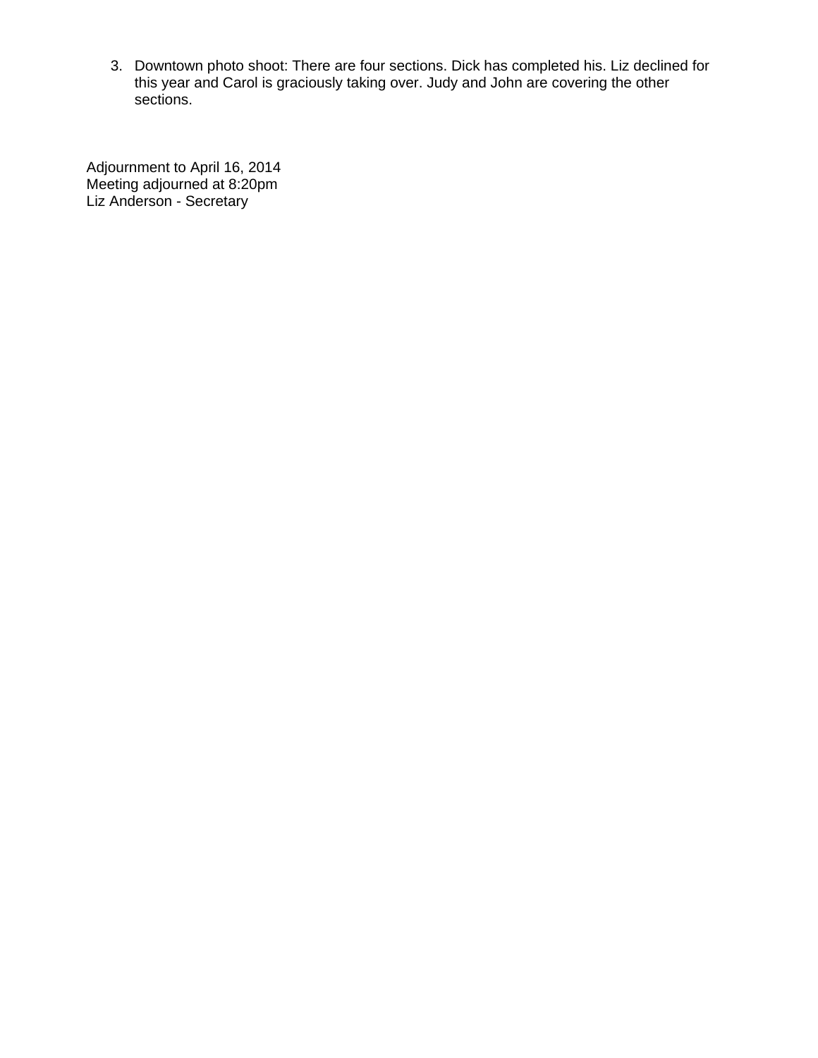3. Downtown photo shoot: There are four sections. Dick has completed his. Liz declined for this year and Carol is graciously taking over. Judy and John are covering the other sections.

Adjournment to April 16, 2014
Meeting adjourned at 8:20pm
Liz Anderson - Secretary